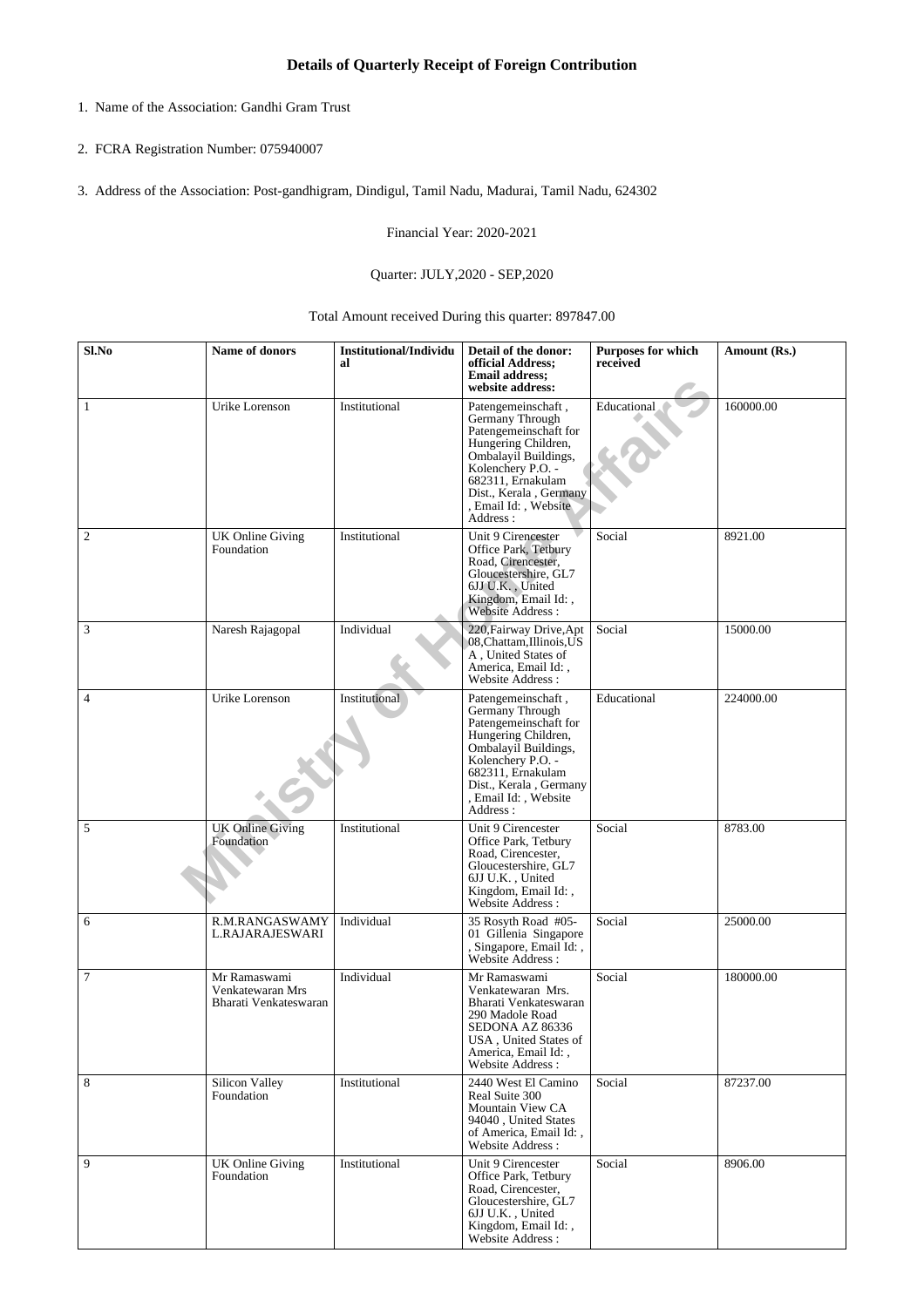# Details of Quarterly Receipt of Foreign Contribution

1. Name of the Association: Gandhi Gram Trust

2. FCRA Registration Number: 075940007

3. Address of the Association: Post-gandhigram, Dindigul, Tamil Nadu, Madurai, Tamil Nadu, 624302

Financial Year: 2020-2021

Quarter: JULY,2020 - SEP,2020

Total Amount received During this quarter: 897847.00

| Sl.No | Name of donors | Institutional/Individual | Detail of the donor: official Address; Email address; website address: | Purposes for which received | Amount (Rs.) |
|---|---|---|---|---|---|
| 1 | Urike Lorenson | Institutional | Patengemeinschaft , Germany Through Patengemeinschaft for Hungering Children, Ombalayil Buildings, Kolenchery P.O. - 682311, Ernakulam Dist., Kerala , Germany , Email Id: , Website Address : | Educational | 160000.00 |
| 2 | UK Online Giving Foundation | Institutional | Unit 9 Cirencester Office Park, Tetbury Road, Cirencester, Gloucestershire, GL7 6JJ U.K. , United Kingdom, Email Id: , Website Address : | Social | 8921.00 |
| 3 | Naresh Rajagopal | Individual | 220,Fairway Drive,Apt 08,Chattam,Illinois,USA , United States of America, Email Id: , Website Address : | Social | 15000.00 |
| 4 | Urike Lorenson | Institutional | Patengemeinschaft , Germany Through Patengemeinschaft for Hungering Children, Ombalayil Buildings, Kolenchery P.O. - 682311, Ernakulam Dist., Kerala , Germany , Email Id: , Website Address : | Educational | 224000.00 |
| 5 | UK Online Giving Foundation | Institutional | Unit 9 Cirencester Office Park, Tetbury Road, Cirencester, Gloucestershire, GL7 6JJ U.K. , United Kingdom, Email Id: , Website Address : | Social | 8783.00 |
| 6 | R.M.RANGASWAMY L.RAJARAJESWARI | Individual | 35 Rosyth Road #05-01 Gillenia Singapore , Singapore, Email Id: , Website Address : | Social | 25000.00 |
| 7 | Mr Ramaswami Venkatewaran Mrs Bharati Venkateswaran | Individual | Mr Ramaswami Venkatewaran Mrs. Bharati Venkateswaran 290 Madole Road SEDONA AZ 86336 USA , United States of America, Email Id: , Website Address : | Social | 180000.00 |
| 8 | Silicon Valley Foundation | Institutional | 2440 West El Camino Real Suite 300 Mountain View CA 94040 , United States of America, Email Id: , Website Address : | Social | 87237.00 |
| 9 | UK Online Giving Foundation | Institutional | Unit 9 Cirencester Office Park, Tetbury Road, Cirencester, Gloucestershire, GL7 6JJ U.K. , United Kingdom, Email Id: , Website Address : | Social | 8906.00 |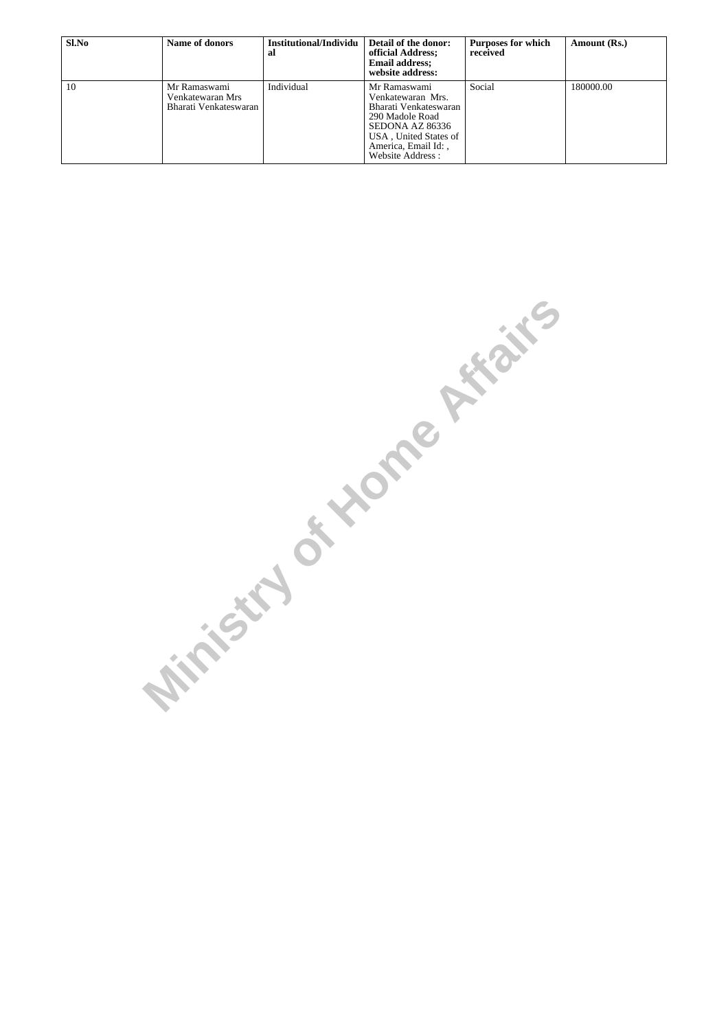| Sl.No | Name of donors | Institutional/Individual | Detail of the donor: official Address; Email address; website address: | Purposes for which received | Amount (Rs.) |
|---|---|---|---|---|---|
| 10 | Mr Ramaswami Venkatewaran Mrs Bharati Venkateswaran | Individual | Mr Ramaswami Venkatewaran Mrs. Bharati Venkateswaran 290 Madole Road SEDONA AZ 86336 USA , United States of America, Email Id: , Website Address : | Social | 180000.00 |